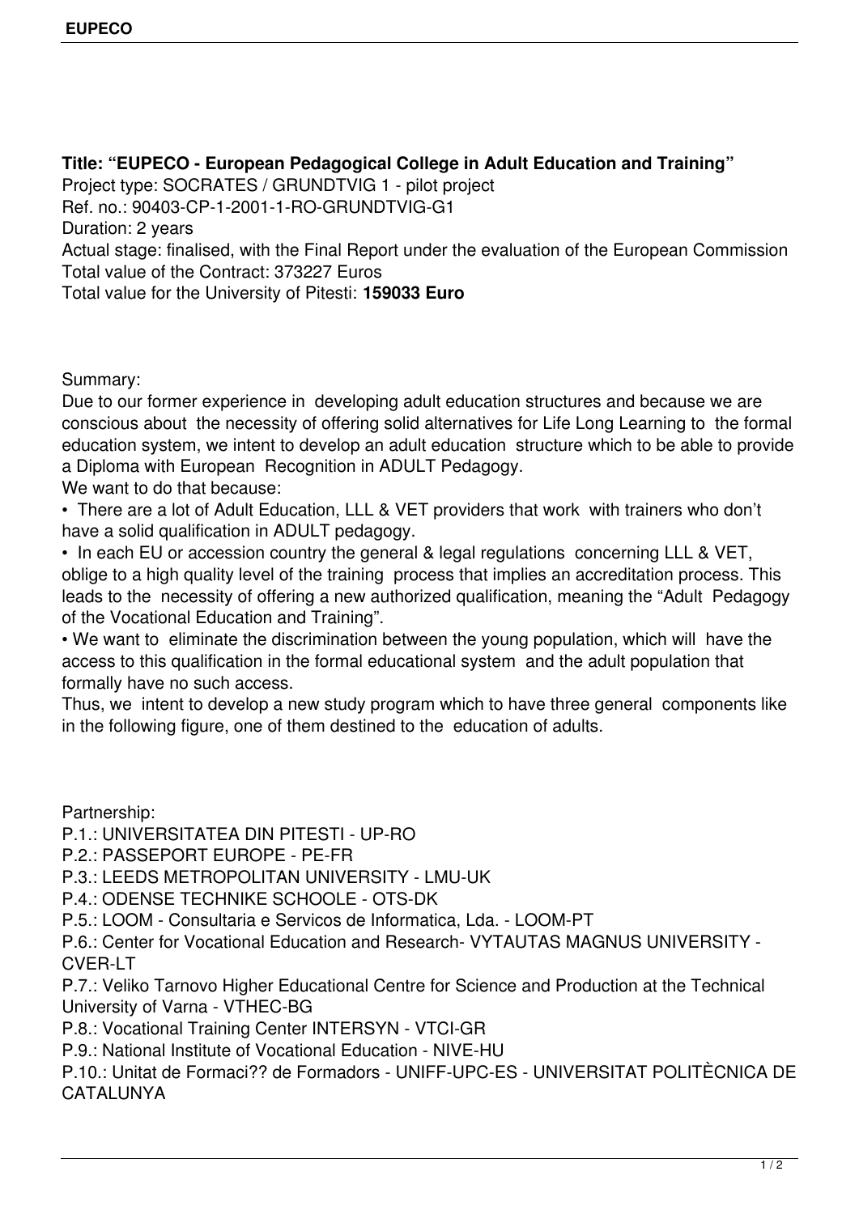**Title: "EUPECO - European Pedagogical College in Adult Education and Training"**
Project type: SOCRATES / GRUNDTVIG 1 - pilot project
Ref. no.: 90403-CP-1-2001-1-RO-GRUNDTVIG-G1
Duration: 2 years
Actual stage: finalised, with the Final Report under the evaluation of the European Commission
Total value of the Contract: 373227 Euros
Total value for the University of Pitesti: **159033 Euro**

Summary:
Due to our former experience in developing adult education structures and because we are conscious about the necessity of offering solid alternatives for Life Long Learning to the formal education system, we intent to develop an adult education structure which to be able to provide a Diploma with European Recognition in ADULT Pedagogy.
We want to do that because:

- There are a lot of Adult Education, LLL & VET providers that work with trainers who don't have a solid qualification in ADULT pedagogy.
- In each EU or accession country the general & legal regulations concerning LLL & VET, oblige to a high quality level of the training process that implies an accreditation process. This leads to the necessity of offering a new authorized qualification, meaning the "Adult Pedagogy of the Vocational Education and Training".
- We want to eliminate the discrimination between the young population, which will have the access to this qualification in the formal educational system and the adult population that formally have no such access.

Thus, we intent to develop a new study program which to have three general components like in the following figure, one of them destined to the education of adults.

Partnership:
P.1.: UNIVERSITATEA DIN PITESTI - UP-RO
P.2.: PASSEPORT EUROPE - PE-FR
P.3.: LEEDS METROPOLITAN UNIVERSITY - LMU-UK
P.4.: ODENSE TECHNIKE SCHOOLE - OTS-DK
P.5.: LOOM - Consultaria e Servicos de Informatica, Lda. - LOOM-PT
P.6.: Center for Vocational Education and Research- VYTAUTAS MAGNUS UNIVERSITY - CVER-LT
P.7.: Veliko Tarnovo Higher Educational Centre for Science and Production at the Technical University of Varna - VTHEC-BG
P.8.: Vocational Training Center INTERSYN - VTCI-GR
P.9.: National Institute of Vocational Education - NIVE-HU
P.10.: Unitat de Formaci?? de Formadors - UNIFF-UPC-ES - UNIVERSITAT POLITÈCNICA DE CATALUNYA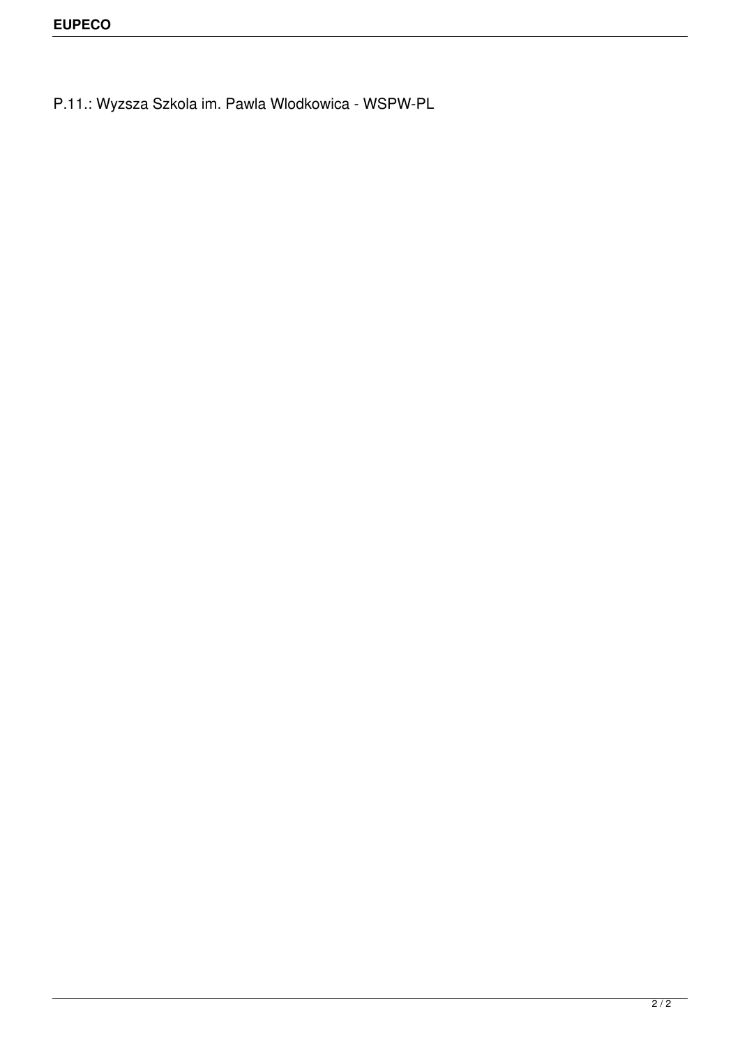P.11.: Wyzsza Szkola im. Pawla Wlodkowica - WSPW-PL